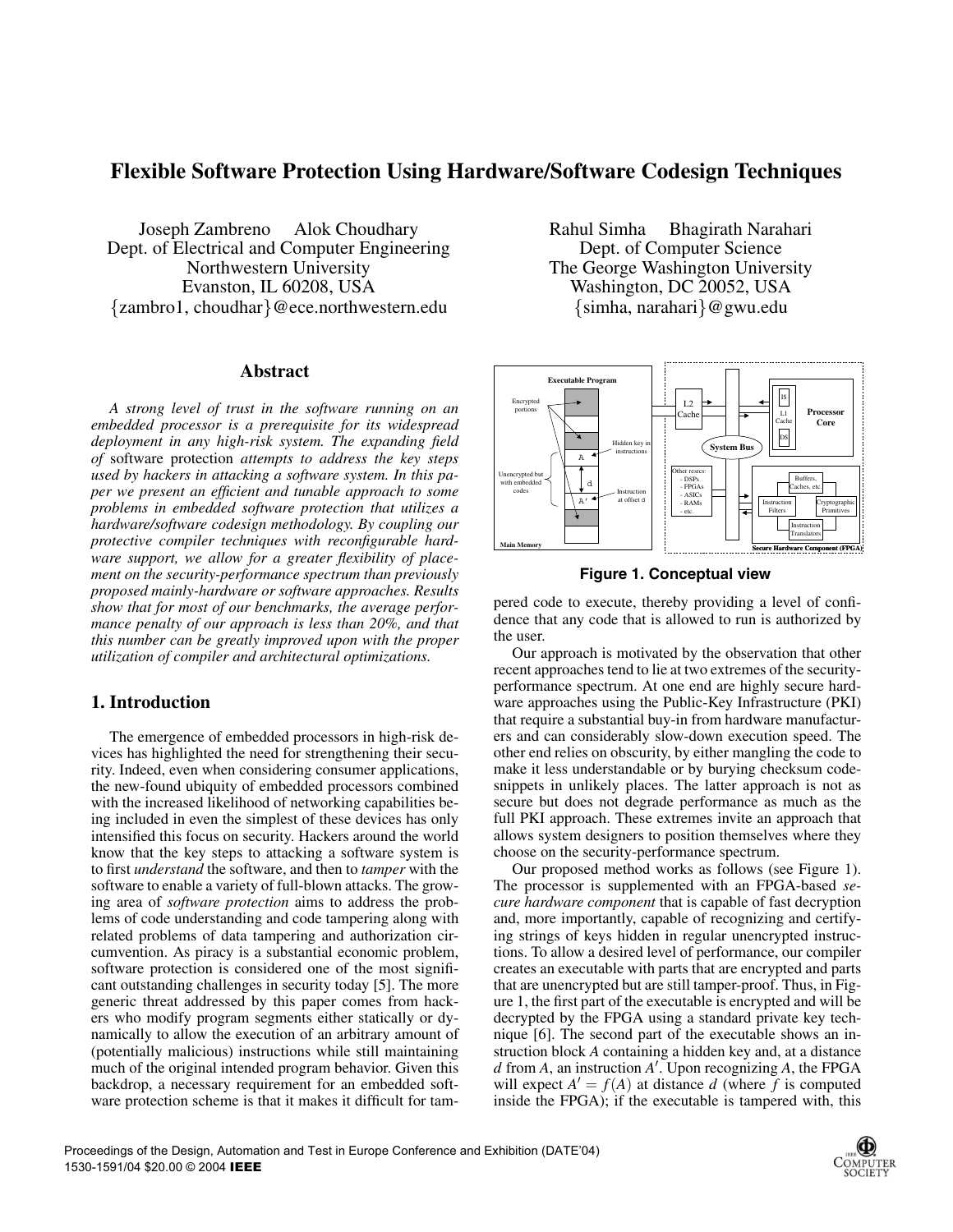# Flexible Software Protection Using Hardware/Software Codesign Techniques

Joseph Zambreno  Alok Choudhary
Dept. of Electrical and Computer Engineering
Northwestern University
Evanston, IL 60208, USA
{zambro1, choudhar}@ece.northwestern.edu

Rahul Simha  Bhagirath Narahari
Dept. of Computer Science
The George Washington University
Washington, DC 20052, USA
{simha, narahari}@gwu.edu

## Abstract

*A strong level of trust in the software running on an embedded processor is a prerequisite for its widespread deployment in any high-risk system. The expanding field of* software protection *attempts to address the key steps used by hackers in attacking a software system. In this paper we present an efficient and tunable approach to some problems in embedded software protection that utilizes a hardware/software codesign methodology. By coupling our protective compiler techniques with reconfigurable hardware support, we allow for a greater flexibility of placement on the security-performance spectrum than previously proposed mainly-hardware or software approaches. Results show that for most of our benchmarks, the average performance penalty of our approach is less than 20%, and that this number can be greatly improved upon with the proper utilization of compiler and architectural optimizations.*

## 1. Introduction

The emergence of embedded processors in high-risk devices has highlighted the need for strengthening their security. Indeed, even when considering consumer applications, the new-found ubiquity of embedded processors combined with the increased likelihood of networking capabilities being included in even the simplest of these devices has only intensified this focus on security. Hackers around the world know that the key steps to attacking a software system is to first *understand* the software, and then to *tamper* with the software to enable a variety of full-blown attacks. The growing area of *software protection* aims to address the problems of code understanding and code tampering along with related problems of data tampering and authorization circumvention. As piracy is a substantial economic problem, software protection is considered one of the most significant outstanding challenges in security today [5]. The more generic threat addressed by this paper comes from hackers who modify program segments either statically or dynamically to allow the execution of an arbitrary amount of (potentially malicious) instructions while still maintaining much of the original intended program behavior. Given this backdrop, a necessary requirement for an embedded software protection scheme is that it makes it difficult for tampered code to execute, thereby providing a level of confidence that any code that is allowed to run is authorized by the user.

Executable Program
Encrypted portions
Hidden key in instructions
A
d
A'
Unencrypted but with embedded codes
Instruction at offset d
Main Memory
L2 Cache
System Bus
IS
L1 Cache
DS
Processor Core
Other resrcs: - DSPs - FPGAs - ASICs - RAMs - etc.
Buffers, Caches, etc.
Instruction Filters
Cryptographic Primitives
Instruction Translators
Secure Hardware Component (FPGA)

**Figure 1. Conceptual view**

Our approach is motivated by the observation that other recent approaches tend to lie at two extremes of the security-performance spectrum. At one end are highly secure hardware approaches using the Public-Key Infrastructure (PKI) that require a substantial buy-in from hardware manufacturers and can considerably slow-down execution speed. The other end relies on obscurity, by either mangling the code to make it less understandable or by burying checksum code-snippets in unlikely places. The latter approach is not as secure but does not degrade performance as much as the full PKI approach. These extremes invite an approach that allows system designers to position themselves where they choose on the security-performance spectrum.

Our proposed method works as follows (see Figure 1). The processor is supplemented with an FPGA-based *secure hardware component* that is capable of fast decryption and, more importantly, capable of recognizing and certifying strings of keys hidden in regular unencrypted instructions. To allow a desired level of performance, our compiler creates an executable with parts that are encrypted and parts that are unencrypted but are still tamper-proof. Thus, in Figure 1, the first part of the executable is encrypted and will be decrypted by the FPGA using a standard private key technique [6]. The second part of the executable shows an instruction block $A$ containing a hidden key and, at a distance $d$ from $A$, an instruction $A'$. Upon recognizing $A$, the FPGA will expect $A' = f(A)$ at distance $d$ (where $f$ is computed inside the FPGA); if the executable is tampered with, this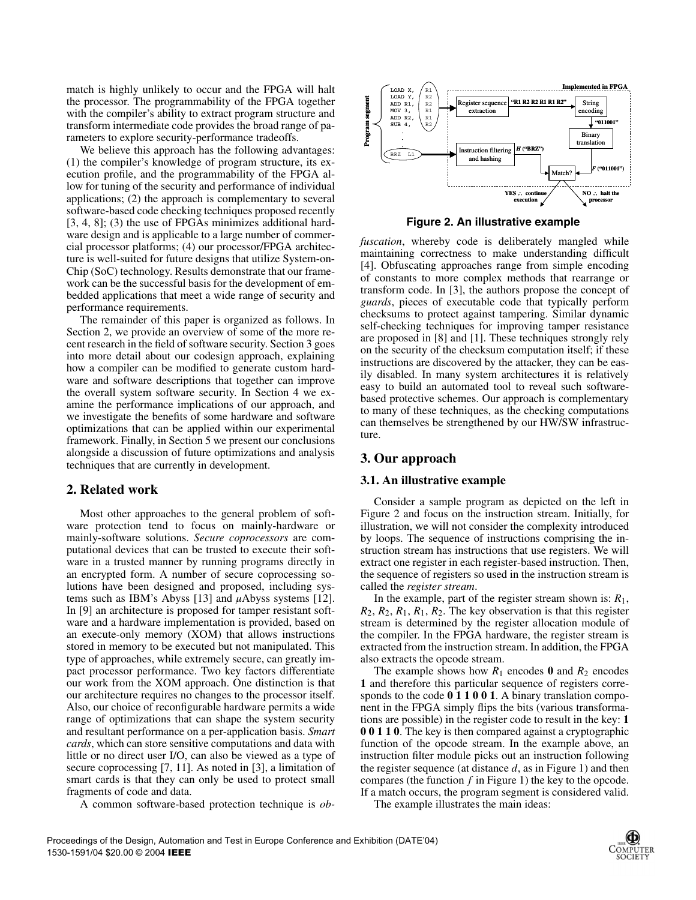match is highly unlikely to occur and the FPGA will halt the processor. The programmability of the FPGA together with the compiler's ability to extract program structure and transform intermediate code provides the broad range of parameters to explore security-performance tradeoffs.

We believe this approach has the following advantages: (1) the compiler's knowledge of program structure, its execution profile, and the programmability of the FPGA allow for tuning of the security and performance of individual applications; (2) the approach is complementary to several software-based code checking techniques proposed recently [3, 4, 8]; (3) the use of FPGAs minimizes additional hardware design and is applicable to a large number of commercial processor platforms; (4) our processor/FPGA architecture is well-suited for future designs that utilize System-on-Chip (SoC) technology. Results demonstrate that our framework can be the successful basis for the development of embedded applications that meet a wide range of security and performance requirements.

The remainder of this paper is organized as follows. In Section 2, we provide an overview of some of the more recent research in the field of software security. Section 3 goes into more detail about our codesign approach, explaining how a compiler can be modified to generate custom hardware and software descriptions that together can improve the overall system software security. In Section 4 we examine the performance implications of our approach, and we investigate the benefits of some hardware and software optimizations that can be applied within our experimental framework. Finally, in Section 5 we present our conclusions alongside a discussion of future optimizations and analysis techniques that are currently in development.

## 2. Related work

Most other approaches to the general problem of software protection tend to focus on mainly-hardware or mainly-software solutions. *Secure coprocessors* are computational devices that can be trusted to execute their software in a trusted manner by running programs directly in an encrypted form. A number of secure coprocessing solutions have been designed and proposed, including systems such as IBM's Abyss [13] and $\mu$Abyss systems [12]. In [9] an architecture is proposed for tamper resistant software and a hardware implementation is provided, based on an execute-only memory (XOM) that allows instructions stored in memory to be executed but not manipulated. This type of approaches, while extremely secure, can greatly impact processor performance. Two key factors differentiate our work from the XOM approach. One distinction is that our architecture requires no changes to the processor itself. Also, our choice of reconfigurable hardware permits a wide range of optimizations that can shape the system security and resultant performance on a per-application basis. *Smart cards*, which can store sensitive computations and data with little or no direct user I/O, can also be viewed as a type of secure coprocessing [7, 11]. As noted in [3], a limitation of smart cards is that they can only be used to protect small fragments of code and data.

A common software-based protection technique is *obfuscation*, whereby code is deliberately mangled while maintaining correctness to make understanding difficult [4]. Obfuscating approaches range from simple encoding of constants to more complex methods that rearrange or transform code. In [3], the authors propose the concept of *guards*, pieces of executable code that typically perform checksums to protect against tampering. Similar dynamic self-checking techniques for improving tamper resistance are proposed in [8] and [1]. These techniques strongly rely on the security of the checksum computation itself; if these instructions are discovered by the attacker, they can be easily disabled. In many system architectures it is relatively easy to build an automated tool to reveal such software-based protective schemes. Our approach is complementary to many of these techniques, as the checking computations can themselves be strengthened by our HW/SW infrastructure.

**Figure 2. An illustrative example**

## 3. Our approach

### 3.1. An illustrative example

Consider a sample program as depicted on the left in Figure 2 and focus on the instruction stream. Initially, for illustration, we will not consider the complexity introduced by loops. The sequence of instructions comprising the instruction stream has instructions that use registers. We will extract one register in each register-based instruction. Then, the sequence of registers so used in the instruction stream is called the *register stream*.

In the example, part of the register stream shown is: $R_1$, $R_2$, $R_2$, $R_1$, $R_1$, $R_2$. The key observation is that this register stream is determined by the register allocation module of the compiler. In the FPGA hardware, the register stream is extracted from the instruction stream. In addition, the FPGA also extracts the opcode stream.

The example shows how $R_1$ encodes **0** and $R_2$ encodes **1** and therefore this particular sequence of registers corresponds to the code **0 1 1 0 0 1**. A binary translation component in the FPGA simply flips the bits (various transformations are possible) in the register code to result in the key: **1 0 0 1 1 0**. The key is then compared against a cryptographic function of the opcode stream. In the example above, an instruction filter module picks out an instruction following the register sequence (at distance $d$, as in Figure 1) and then compares (the function $f$ in Figure 1) the key to the opcode. If a match occurs, the program segment is considered valid.

The example illustrates the main ideas: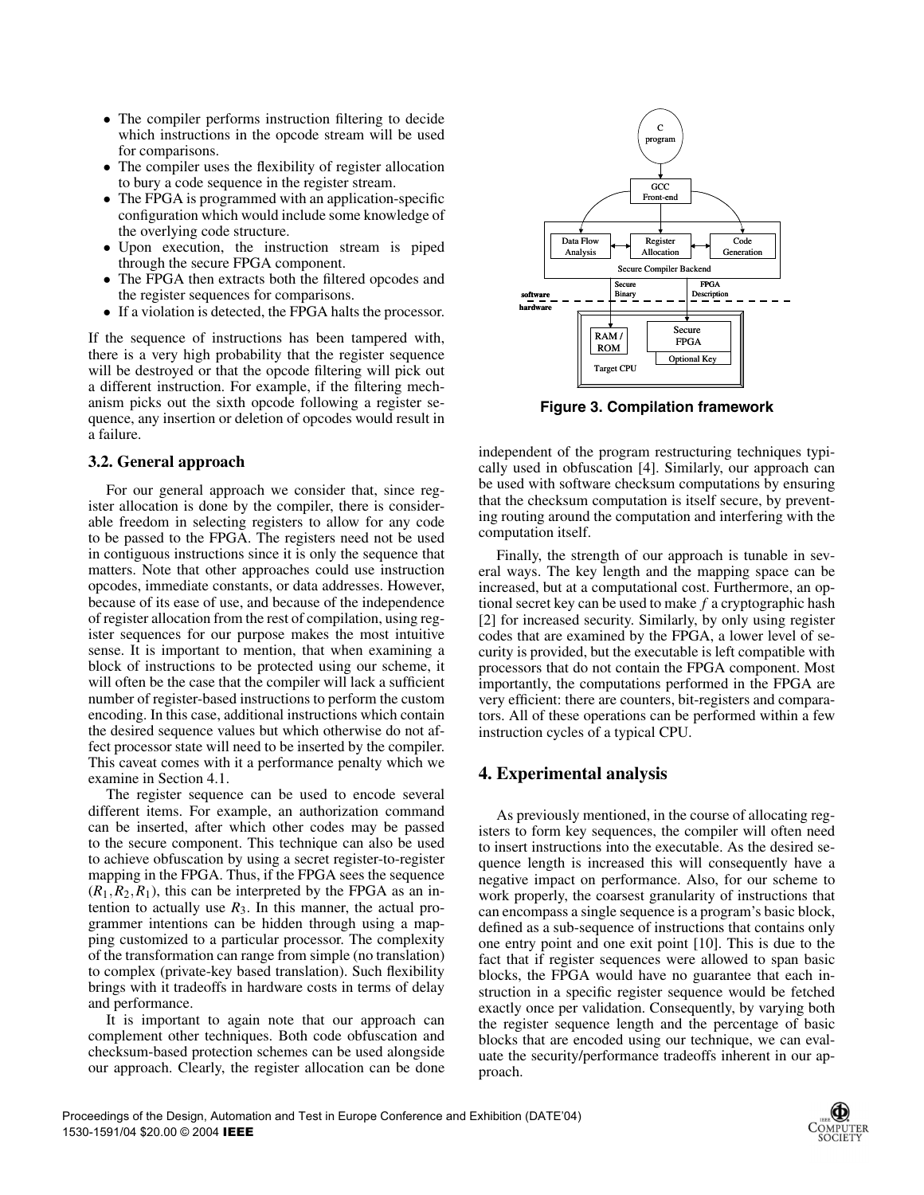- The compiler performs instruction filtering to decide which instructions in the opcode stream will be used for comparisons.
- The compiler uses the flexibility of register allocation to bury a code sequence in the register stream.
- The FPGA is programmed with an application-specific configuration which would include some knowledge of the overlying code structure.
- Upon execution, the instruction stream is piped through the secure FPGA component.
- The FPGA then extracts both the filtered opcodes and the register sequences for comparisons.
- If a violation is detected, the FPGA halts the processor.

If the sequence of instructions has been tampered with, there is a very high probability that the register sequence will be destroyed or that the opcode filtering will pick out a different instruction. For example, if the filtering mechanism picks out the sixth opcode following a register sequence, any insertion or deletion of opcodes would result in a failure.

### 3.2. General approach

For our general approach we consider that, since register allocation is done by the compiler, there is considerable freedom in selecting registers to allow for any code to be passed to the FPGA. The registers need not be used in contiguous instructions since it is only the sequence that matters. Note that other approaches could use instruction opcodes, immediate constants, or data addresses. However, because of its ease of use, and because of the independence of register allocation from the rest of compilation, using register sequences for our purpose makes the most intuitive sense. It is important to mention, that when examining a block of instructions to be protected using our scheme, it will often be the case that the compiler will lack a sufficient number of register-based instructions to perform the custom encoding. In this case, additional instructions which contain the desired sequence values but which otherwise do not affect processor state will need to be inserted by the compiler. This caveat comes with it a performance penalty which we examine in Section 4.1.

The register sequence can be used to encode several different items. For example, an authorization command can be inserted, after which other codes may be passed to the secure component. This technique can also be used to achieve obfuscation by using a secret register-to-register mapping in the FPGA. Thus, if the FPGA sees the sequence $(R_1, R_2, R_1)$, this can be interpreted by the FPGA as an intention to actually use $R_3$. In this manner, the actual programmer intentions can be hidden through using a mapping customized to a particular processor. The complexity of the transformation can range from simple (no translation) to complex (private-key based translation). Such flexibility brings with it tradeoffs in hardware costs in terms of delay and performance.

It is important to again note that our approach can complement other techniques. Both code obfuscation and checksum-based protection schemes can be used alongside our approach. Clearly, the register allocation can be done independent of the program restructuring techniques typically used in obfuscation [4]. Similarly, our approach can be used with software checksum computations by ensuring that the checksum computation is itself secure, by preventing routing around the computation and interfering with the computation itself.

C program

GCC Front-end

Data Flow Analysis

Register Allocation

Code Generation

Secure Compiler Backend

Secure Binary

FPGA Description

software

hardware

RAM / ROM

Secure FPGA

Optional Key

Target CPU

**Figure 3. Compilation framework**

Finally, the strength of our approach is tunable in several ways. The key length and the mapping space can be increased, but at a computational cost. Furthermore, an optional secret key can be used to make $f$ a cryptographic hash [2] for increased security. Similarly, by only using register codes that are examined by the FPGA, a lower level of security is provided, but the executable is left compatible with processors that do not contain the FPGA component. Most importantly, the computations performed in the FPGA are very efficient: there are counters, bit-registers and comparators. All of these operations can be performed within a few instruction cycles of a typical CPU.

## 4. Experimental analysis

As previously mentioned, in the course of allocating registers to form key sequences, the compiler will often need to insert instructions into the executable. As the desired sequence length is increased this will consequently have a negative impact on performance. Also, for our scheme to work properly, the coarsest granularity of instructions that can encompass a single sequence is a program's basic block, defined as a sub-sequence of instructions that contains only one entry point and one exit point [10]. This is due to the fact that if register sequences were allowed to span basic blocks, the FPGA would have no guarantee that each instruction in a specific register sequence would be fetched exactly once per validation. Consequently, by varying both the register sequence length and the percentage of basic blocks that are encoded using our technique, we can evaluate the security/performance tradeoffs inherent in our approach.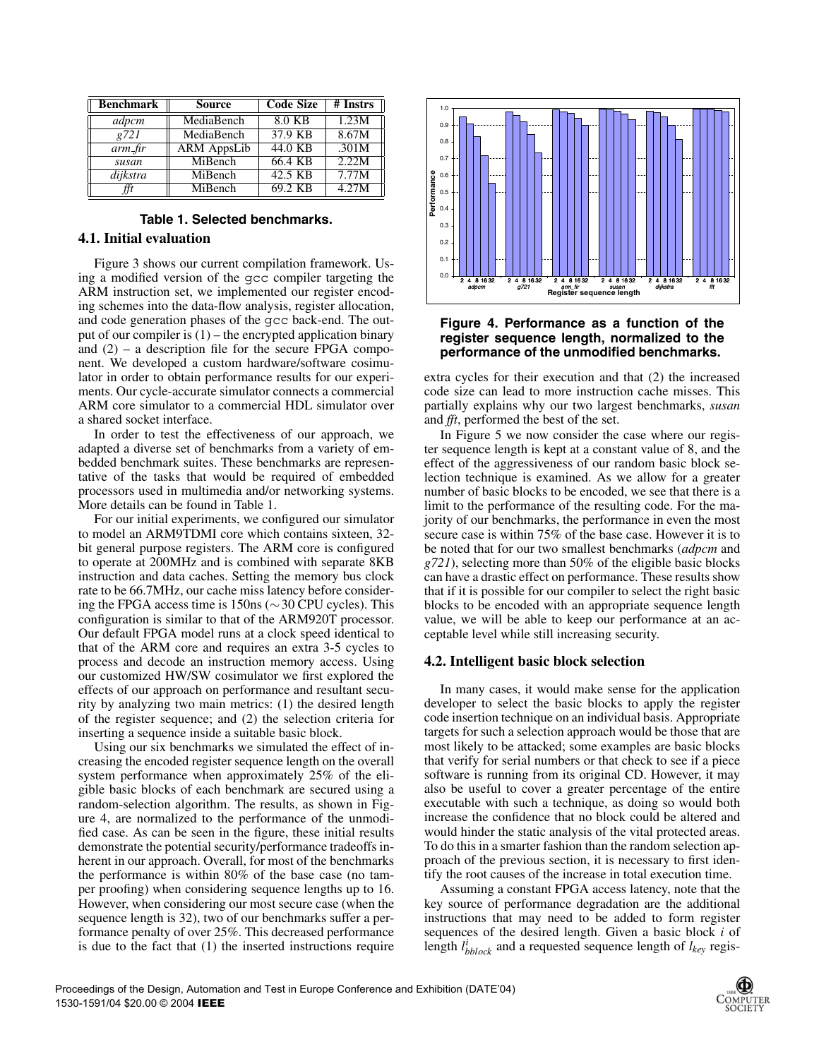| Benchmark | Source | Code Size | # Instrs |
|---|---|---|---|
| *adpcm* | MediaBench | 8.0 KB | 1.23M |
| *g721* | MediaBench | 37.9 KB | 8.67M |
| *arm_fir* | ARM AppsLib | 44.0 KB | .301M |
| *susan* | MiBench | 66.4 KB | 2.22M |
| *dijkstra* | MiBench | 42.5 KB | 7.77M |
| *fft* | MiBench | 69.2 KB | 4.27M |

**Table 1. Selected benchmarks.**

### 4.1. Initial evaluation

Figure 3 shows our current compilation framework. Using a modified version of the gcc compiler targeting the ARM instruction set, we implemented our register encoding schemes into the data-flow analysis, register allocation, and code generation phases of the gcc back-end. The output of our compiler is (1) – the encrypted application binary and (2) – a description file for the secure FPGA component. We developed a custom hardware/software cosimulator in order to obtain performance results for our experiments. Our cycle-accurate simulator connects a commercial ARM core simulator to a commercial HDL simulator over a shared socket interface.

In order to test the effectiveness of our approach, we adapted a diverse set of benchmarks from a variety of embedded benchmark suites. These benchmarks are representative of the tasks that would be required of embedded processors used in multimedia and/or networking systems. More details can be found in Table 1.

For our initial experiments, we configured our simulator to model an ARM9TDMI core which contains sixteen, 32-bit general purpose registers. The ARM core is configured to operate at 200MHz and is combined with separate 8KB instruction and data caches. Setting the memory bus clock rate to be 66.7MHz, our cache miss latency before considering the FPGA access time is 150ns ($\sim$30 CPU cycles). This configuration is similar to that of the ARM920T processor. Our default FPGA model runs at a clock speed identical to that of the ARM core and requires an extra 3-5 cycles to process and decode an instruction memory access. Using our customized HW/SW cosimulator we first explored the effects of our approach on performance and resultant security by analyzing two main metrics: (1) the desired length of the register sequence; and (2) the selection criteria for inserting a sequence inside a suitable basic block.

Using our six benchmarks we simulated the effect of increasing the encoded register sequence length on the overall system performance when approximately 25% of the eligible basic blocks of each benchmark are secured using a random-selection algorithm. The results, as shown in Figure 4, are normalized to the performance of the unmodified case. As can be seen in the figure, these initial results demonstrate the potential security/performance tradeoffs inherent in our approach. Overall, for most of the benchmarks the performance is within 80% of the base case (no tamper proofing) when considering sequence lengths up to 16. However, when considering our most secure case (when the sequence length is 32), two of our benchmarks suffer a performance penalty of over 25%. This decreased performance is due to the fact that (1) the inserted instructions require extra cycles for their execution and that (2) the increased code size can lead to more instruction cache misses. This partially explains why our two largest benchmarks, *susan* and *fft*, performed the best of the set.

Performance
1.0
0.9
0.8
0.7
0.6
0.5
0.4
0.3
0.2
0.1
0.0
2 4 8 16 32 adpcm
2 4 8 16 32 g721
2 4 8 16 32 arm_fir
2 4 8 16 32 susan
2 4 8 16 32 dijkstra
2 4 8 16 32 fft
Register sequence length

**Figure 4. Performance as a function of the register sequence length, normalized to the performance of the unmodified benchmarks.**

In Figure 5 we now consider the case where our register sequence length is kept at a constant value of 8, and the effect of the aggressiveness of our random basic block selection technique is examined. As we allow for a greater number of basic blocks to be encoded, we see that there is a limit to the performance of the resulting code. For the majority of our benchmarks, the performance in even the most secure case is within 75% of the base case. However it is to be noted that for our two smallest benchmarks (*adpcm* and *g721*), selecting more than 50% of the eligible basic blocks can have a drastic effect on performance. These results show that if it is possible for our compiler to select the right basic blocks to be encoded with an appropriate sequence length value, we will be able to keep our performance at an acceptable level while still increasing security.

### 4.2. Intelligent basic block selection

In many cases, it would make sense for the application developer to select the basic blocks to apply the register code insertion technique on an individual basis. Appropriate targets for such a selection approach would be those that are most likely to be attacked; some examples are basic blocks that verify for serial numbers or that check to see if a piece software is running from its original CD. However, it may also be useful to cover a greater percentage of the entire executable with such a technique, as doing so would both increase the confidence that no block could be altered and would hinder the static analysis of the vital protected areas. To do this in a smarter fashion than the random selection approach of the previous section, it is necessary to first identify the root causes of the increase in total execution time.

Assuming a constant FPGA access latency, note that the key source of performance degradation are the additional instructions that may need to be added to form register sequences of the desired length. Given a basic block $i$ of length $l^{i}_{bblock}$ and a requested sequence length of $l_{key}$ regis-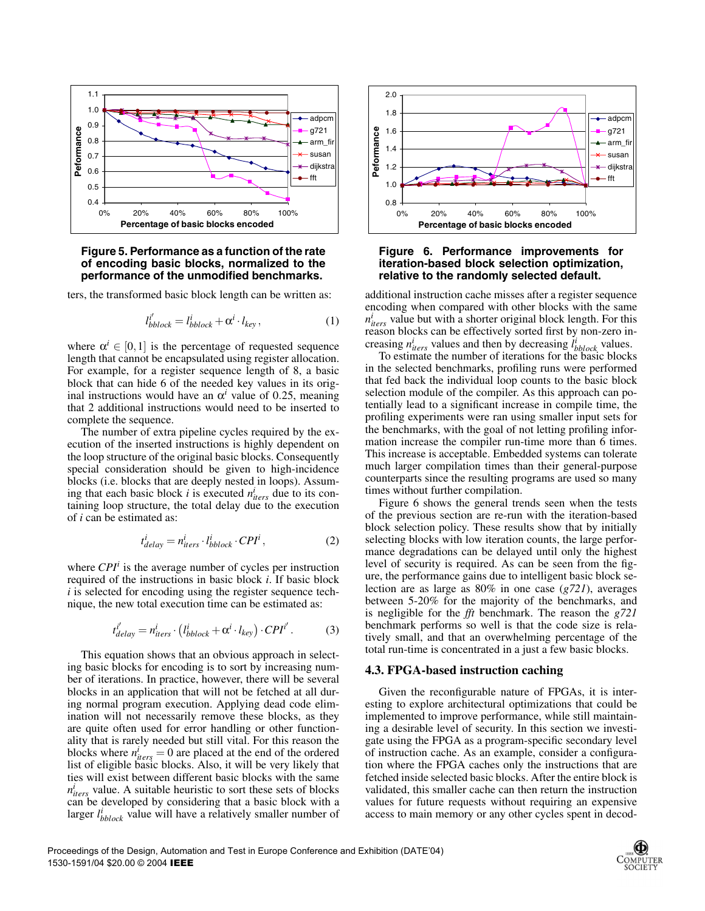Figure 5. Performance as a function of the rate of encoding basic blocks, normalized to the performance of the unmodified benchmarks.

ters, the transformed basic block length can be written as:

$$l_{bblock}^{i'} = l_{bblock}^{i} + \alpha^i \cdot l_{key}\,, \tag{1}$$

where $\alpha^i \in [0,1]$ is the percentage of requested sequence length that cannot be encapsulated using register allocation. For example, for a register sequence length of 8, a basic block that can hide 6 of the needed key values in its original instructions would have an $\alpha^i$ value of 0.25, meaning that 2 additional instructions would need to be inserted to complete the sequence.

The number of extra pipeline cycles required by the execution of the inserted instructions is highly dependent on the loop structure of the original basic blocks. Consequently special consideration should be given to high-incidence blocks (i.e. blocks that are deeply nested in loops). Assuming that each basic block $i$ is executed $n_{iters}^i$ due to its containing loop structure, the total delay due to the execution of $i$ can be estimated as:

$$t_{delay}^{i} = n_{iters}^{i} \cdot l_{bblock}^{i} \cdot CPI^i\,, \tag{2}$$

where $CPI^i$ is the average number of cycles per instruction required of the instructions in basic block $i$. If basic block $i$ is selected for encoding using the register sequence technique, the new total execution time can be estimated as:

$$t_{delay}^{i'} = n_{iters}^{i} \cdot \left(l_{bblock}^{i} + \alpha^i \cdot l_{key}\right) \cdot CPI^{i'}\,. \tag{3}$$

This equation shows that an obvious approach in selecting basic blocks for encoding is to sort by increasing number of iterations. In practice, however, there will be several blocks in an application that will not be fetched at all during normal program execution. Applying dead code elimination will not necessarily remove these blocks, as they are quite often used for error handling or other functionality that is rarely needed but still vital. For this reason the blocks where $n_{iters}^i = 0$ are placed at the end of the ordered list of eligible basic blocks. Also, it will be very likely that ties will exist between different basic blocks with the same $n_{iters}^i$ value. A suitable heuristic to sort these sets of blocks can be developed by considering that a basic block with a larger $l_{bblock}^i$ value will have a relatively smaller number of additional instruction cache misses after a register sequence encoding when compared with other blocks with the same $n_{iters}^i$ value but with a shorter original block length. For this reason blocks can be effectively sorted first by non-zero increasing $n_{iters}^i$ values and then by decreasing $l_{bblock}^i$ values.

To estimate the number of iterations for the basic blocks in the selected benchmarks, profiling runs were performed that fed back the individual loop counts to the basic block selection module of the compiler. As this approach can potentially lead to a significant increase in compile time, the profiling experiments were ran using smaller input sets for the benchmarks, with the goal of not letting profiling information increase the compiler run-time more than 6 times. This increase is acceptable. Embedded systems can tolerate much larger compilation times than their general-purpose counterparts since the resulting programs are used so many times without further compilation.

Figure 6. Performance improvements for iteration-based block selection optimization, relative to the randomly selected default.

Figure 6 shows the general trends seen when the tests of the previous section are re-run with the iteration-based block selection policy. These results show that by initially selecting blocks with low iteration counts, the large performance degradations can be delayed until only the highest level of security is required. As can be seen from the figure, the performance gains due to intelligent basic block selection are as large as 80% in one case (*g721*), averages between 5-20% for the majority of the benchmarks, and is negligible for the *fft* benchmark. The reason the *g721* benchmark performs so well is that the code size is relatively small, and that an overwhelming percentage of the total run-time is concentrated in a just a few basic blocks.

### 4.3. FPGA-based instruction caching

Given the reconfigurable nature of FPGAs, it is interesting to explore architectural optimizations that could be implemented to improve performance, while still maintaining a desirable level of security. In this section we investigate using the FPGA as a program-specific secondary level of instruction cache. As an example, consider a configuration where the FPGA caches only the instructions that are fetched inside selected basic blocks. After the entire block is validated, this smaller cache can then return the instruction values for future requests without requiring an expensive access to main memory or any other cycles spent in decod-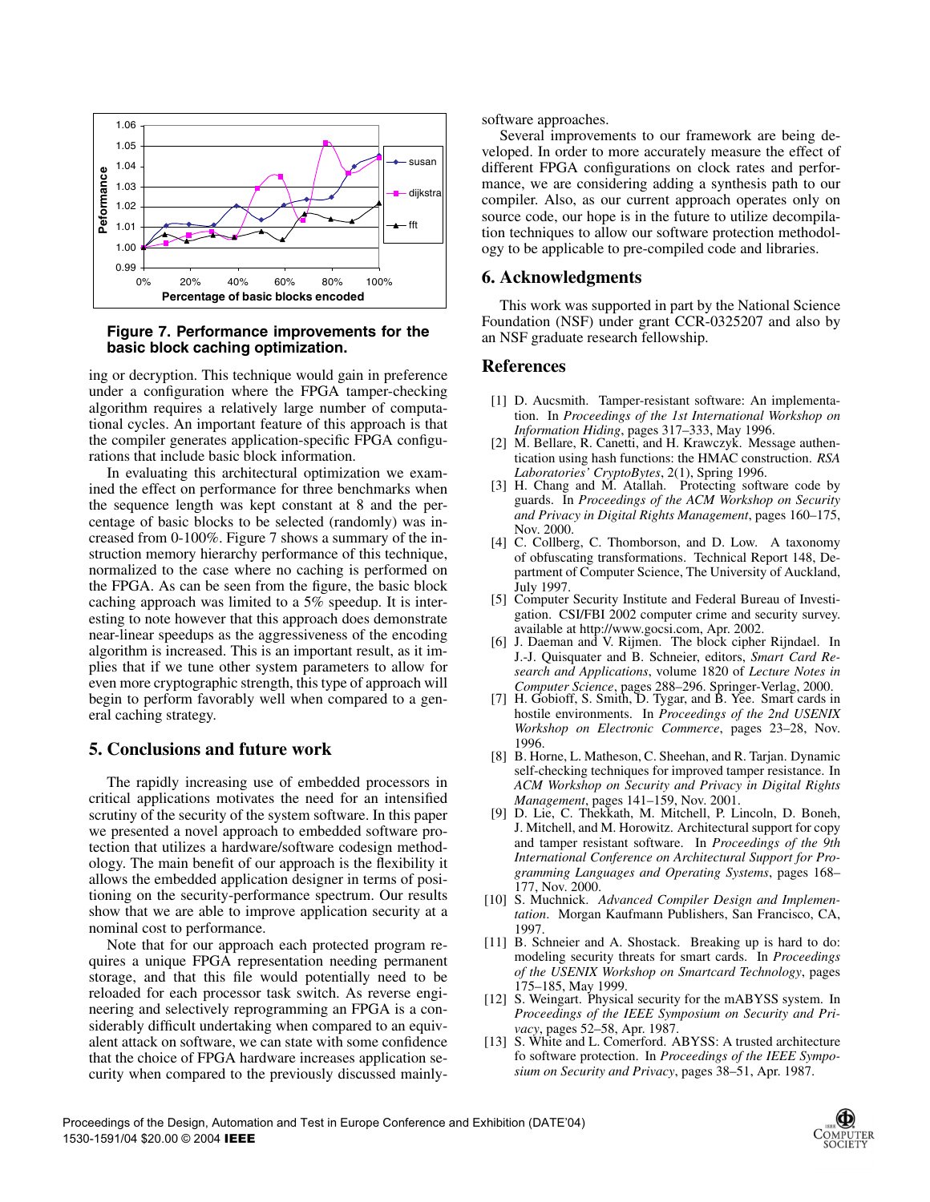1.06
1.05
1.04
1.03
1.02
1.01
1.00
0.99
Pefomance
0%
20%
40%
60%
80%
100%
Percentage of basic blocks encoded
susan
dijkstra
fft

**Figure 7. Performance improvements for the basic block caching optimization.**

ing or decryption. This technique would gain in preference under a configuration where the FPGA tamper-checking algorithm requires a relatively large number of computational cycles. An important feature of this approach is that the compiler generates application-specific FPGA configurations that include basic block information.

In evaluating this architectural optimization we examined the effect on performance for three benchmarks when the sequence length was kept constant at 8 and the percentage of basic blocks to be selected (randomly) was increased from 0-100%. Figure 7 shows a summary of the instruction memory hierarchy performance of this technique, normalized to the case where no caching is performed on the FPGA. As can be seen from the figure, the basic block caching approach was limited to a 5% speedup. It is interesting to note however that this approach does demonstrate near-linear speedups as the aggressiveness of the encoding algorithm is increased. This is an important result, as it implies that if we tune other system parameters to allow for even more cryptographic strength, this type of approach will begin to perform favorably well when compared to a general caching strategy.

## 5. Conclusions and future work

The rapidly increasing use of embedded processors in critical applications motivates the need for an intensified scrutiny of the security of the system software. In this paper we presented a novel approach to embedded software protection that utilizes a hardware/software codesign methodology. The main benefit of our approach is the flexibility it allows the embedded application designer in terms of positioning on the security-performance spectrum. Our results show that we are able to improve application security at a nominal cost to performance.

Note that for our approach each protected program requires a unique FPGA representation needing permanent storage, and that this file would potentially need to be reloaded for each processor task switch. As reverse engineering and selectively reprogramming an FPGA is a considerably difficult undertaking when compared to an equivalent attack on software, we can state with some confidence that the choice of FPGA hardware increases application security when compared to the previously discussed mainly-software approaches.

Several improvements to our framework are being developed. In order to more accurately measure the effect of different FPGA configurations on clock rates and performance, we are considering adding a synthesis path to our compiler. Also, as our current approach operates only on source code, our hope is in the future to utilize decompilation techniques to allow our software protection methodology to be applicable to pre-compiled code and libraries.

## 6. Acknowledgments

This work was supported in part by the National Science Foundation (NSF) under grant CCR-0325207 and also by an NSF graduate research fellowship.

## References

[1] D. Aucsmith. Tamper-resistant software: An implementation. In *Proceedings of the 1st International Workshop on Information Hiding*, pages 317–333, May 1996.

[2] M. Bellare, R. Canetti, and H. Krawczyk. Message authentication using hash functions: the HMAC construction. *RSA Laboratories' CryptoBytes*, 2(1), Spring 1996.

[3] H. Chang and M. Atallah. Protecting software code by guards. In *Proceedings of the ACM Workshop on Security and Privacy in Digital Rights Management*, pages 160–175, Nov. 2000.

[4] C. Collberg, C. Thomborson, and D. Low. A taxonomy of obfuscating transformations. Technical Report 148, Department of Computer Science, The University of Auckland, July 1997.

[5] Computer Security Institute and Federal Bureau of Investigation. CSI/FBI 2002 computer crime and security survey. available at http://www.gocsi.com, Apr. 2002.

[6] J. Daeman and V. Rijmen. The block cipher Rijndael. In J.-J. Quisquater and B. Schneier, editors, *Smart Card Research and Applications*, volume 1820 of *Lecture Notes in Computer Science*, pages 288–296. Springer-Verlag, 2000.

[7] H. Gobioff, S. Smith, D. Tygar, and B. Yee. Smart cards in hostile environments. In *Proceedings of the 2nd USENIX Workshop on Electronic Commerce*, pages 23–28, Nov. 1996.

[8] B. Horne, L. Matheson, C. Sheehan, and R. Tarjan. Dynamic self-checking techniques for improved tamper resistance. In *ACM Workshop on Security and Privacy in Digital Rights Management*, pages 141–159, Nov. 2001.

[9] D. Lie, C. Thekkath, M. Mitchell, P. Lincoln, D. Boneh, J. Mitchell, and M. Horowitz. Architectural support for copy and tamper resistant software. In *Proceedings of the 9th International Conference on Architectural Support for Programming Languages and Operating Systems*, pages 168–177, Nov. 2000.

[10] S. Muchnick. *Advanced Compiler Design and Implementation*. Morgan Kaufmann Publishers, San Francisco, CA, 1997.

[11] B. Schneier and A. Shostack. Breaking up is hard to do: modeling security threats for smart cards. In *Proceedings of the USENIX Workshop on Smartcard Technology*, pages 175–185, May 1999.

[12] S. Weingart. Physical security for the mABYSS system. In *Proceedings of the IEEE Symposium on Security and Privacy*, pages 52–58, Apr. 1987.

[13] S. White and L. Comerford. ABYSS: A trusted architecture fo software protection. In *Proceedings of the IEEE Symposium on Security and Privacy*, pages 38–51, Apr. 1987.